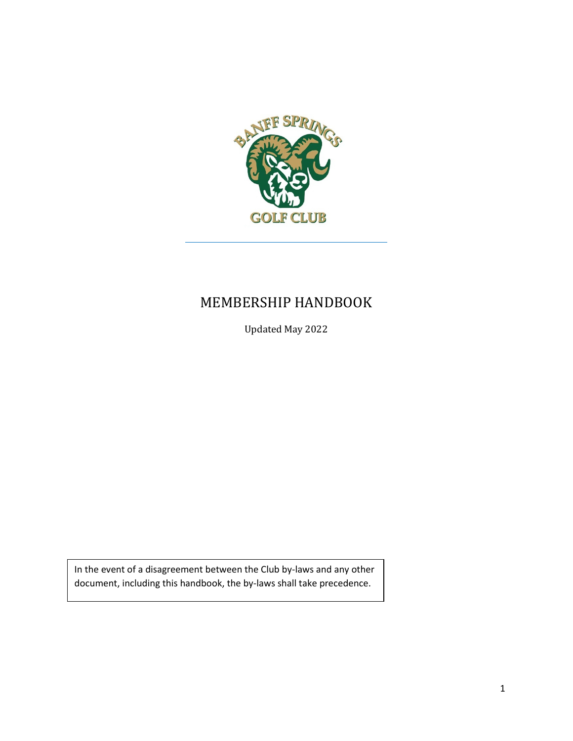BANFF SPRINGS GOLF CLUB

# MEMBERSHIP HANDBOOK

Updated May 2022

In the event of a disagreement between the Club by-laws and any other document, including this handbook, the by-laws shall take precedence.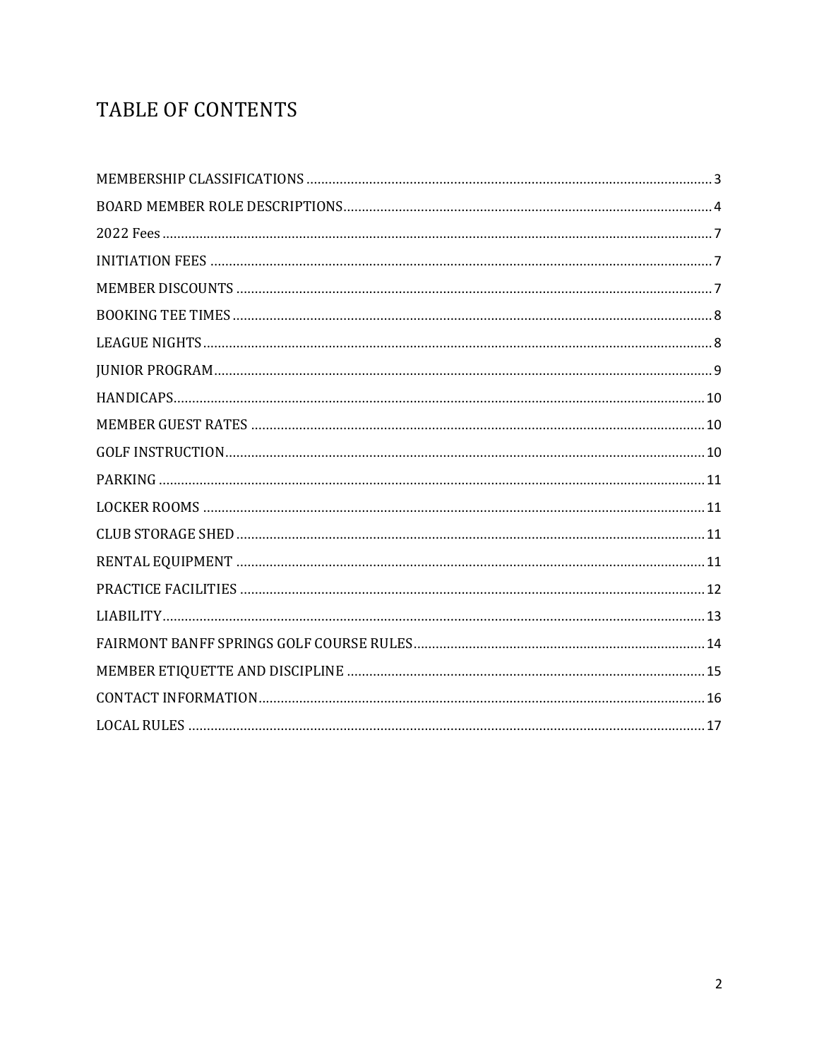# TABLE OF CONTENTS

MEMBERSHIP CLASSIFICATIONS ........................................ 3
BOARD MEMBER ROLE DESCRIPTIONS ........................................ 4
2022 Fees ........................................ 7
INITIATION FEES ........................................ 7
MEMBER DISCOUNTS ........................................ 7
BOOKING TEE TIMES ........................................ 8
LEAGUE NIGHTS ........................................ 8
JUNIOR PROGRAM ........................................ 9
HANDICAPS ........................................ 10
MEMBER GUEST RATES ........................................ 10
GOLF INSTRUCTION ........................................ 10
PARKING ........................................ 11
LOCKER ROOMS ........................................ 11
CLUB STORAGE SHED ........................................ 11
RENTAL EQUIPMENT ........................................ 11
PRACTICE FACILITIES ........................................ 12
LIABILITY ........................................ 13
FAIRMONT BANFF SPRINGS GOLF COURSE RULES ........................................ 14
MEMBER ETIQUETTE AND DISCIPLINE ........................................ 15
CONTACT INFORMATION ........................................ 16
LOCAL RULES ........................................ 17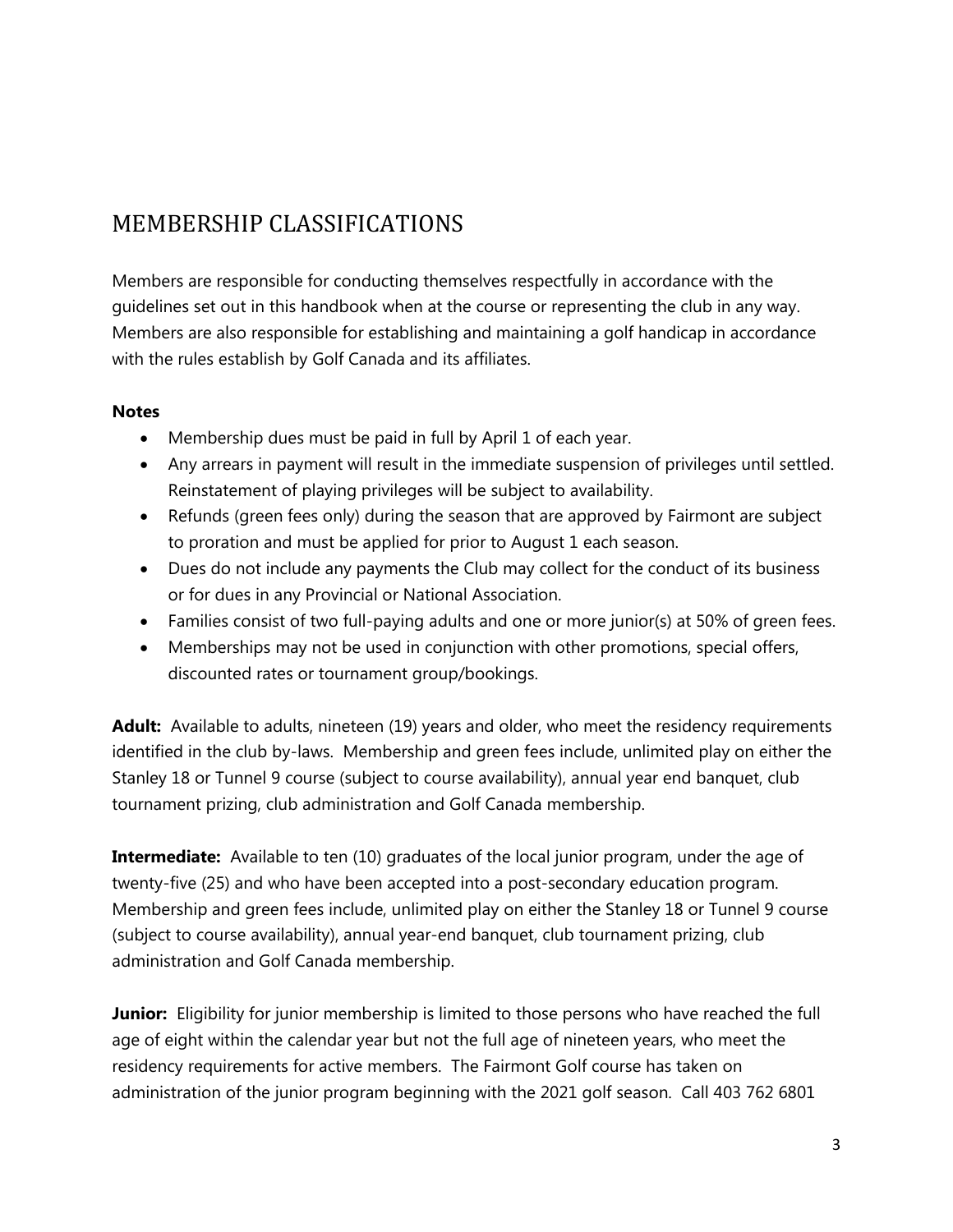# MEMBERSHIP CLASSIFICATIONS

Members are responsible for conducting themselves respectfully in accordance with the guidelines set out in this handbook when at the course or representing the club in any way. Members are also responsible for establishing and maintaining a golf handicap in accordance with the rules establish by Golf Canada and its affiliates.

**Notes**

- Membership dues must be paid in full by April 1 of each year.
- Any arrears in payment will result in the immediate suspension of privileges until settled. Reinstatement of playing privileges will be subject to availability.
- Refunds (green fees only) during the season that are approved by Fairmont are subject to proration and must be applied for prior to August 1 each season.
- Dues do not include any payments the Club may collect for the conduct of its business or for dues in any Provincial or National Association.
- Families consist of two full-paying adults and one or more junior(s) at 50% of green fees.
- Memberships may not be used in conjunction with other promotions, special offers, discounted rates or tournament group/bookings.

**Adult:** Available to adults, nineteen (19) years and older, who meet the residency requirements identified in the club by-laws. Membership and green fees include, unlimited play on either the Stanley 18 or Tunnel 9 course (subject to course availability), annual year end banquet, club tournament prizing, club administration and Golf Canada membership.

**Intermediate:** Available to ten (10) graduates of the local junior program, under the age of twenty-five (25) and who have been accepted into a post-secondary education program. Membership and green fees include, unlimited play on either the Stanley 18 or Tunnel 9 course (subject to course availability), annual year-end banquet, club tournament prizing, club administration and Golf Canada membership.

**Junior:** Eligibility for junior membership is limited to those persons who have reached the full age of eight within the calendar year but not the full age of nineteen years, who meet the residency requirements for active members. The Fairmont Golf course has taken on administration of the junior program beginning with the 2021 golf season. Call 403 762 6801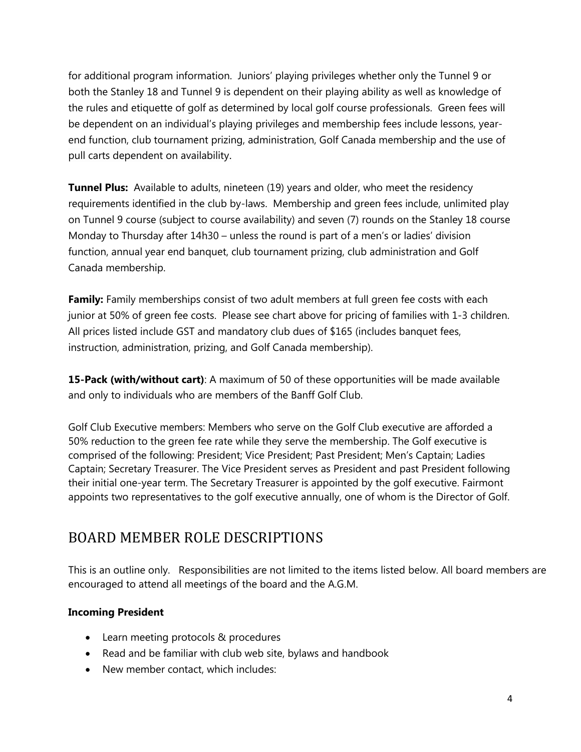for additional program information. Juniors' playing privileges whether only the Tunnel 9 or both the Stanley 18 and Tunnel 9 is dependent on their playing ability as well as knowledge of the rules and etiquette of golf as determined by local golf course professionals. Green fees will be dependent on an individual's playing privileges and membership fees include lessons, year-end function, club tournament prizing, administration, Golf Canada membership and the use of pull carts dependent on availability.

**Tunnel Plus:** Available to adults, nineteen (19) years and older, who meet the residency requirements identified in the club by-laws. Membership and green fees include, unlimited play on Tunnel 9 course (subject to course availability) and seven (7) rounds on the Stanley 18 course Monday to Thursday after 14h30 – unless the round is part of a men's or ladies' division function, annual year end banquet, club tournament prizing, club administration and Golf Canada membership.

**Family:** Family memberships consist of two adult members at full green fee costs with each junior at 50% of green fee costs. Please see chart above for pricing of families with 1-3 children. All prices listed include GST and mandatory club dues of $165 (includes banquet fees, instruction, administration, prizing, and Golf Canada membership).

**15-Pack (with/without cart)**: A maximum of 50 of these opportunities will be made available and only to individuals who are members of the Banff Golf Club.

Golf Club Executive members: Members who serve on the Golf Club executive are afforded a 50% reduction to the green fee rate while they serve the membership. The Golf executive is comprised of the following: President; Vice President; Past President; Men's Captain; Ladies Captain; Secretary Treasurer. The Vice President serves as President and past President following their initial one-year term. The Secretary Treasurer is appointed by the golf executive. Fairmont appoints two representatives to the golf executive annually, one of whom is the Director of Golf.

## BOARD MEMBER ROLE DESCRIPTIONS

This is an outline only. Responsibilities are not limited to the items listed below. All board members are encouraged to attend all meetings of the board and the A.G.M.

**Incoming President**

- Learn meeting protocols & procedures
- Read and be familiar with club web site, bylaws and handbook
- New member contact, which includes: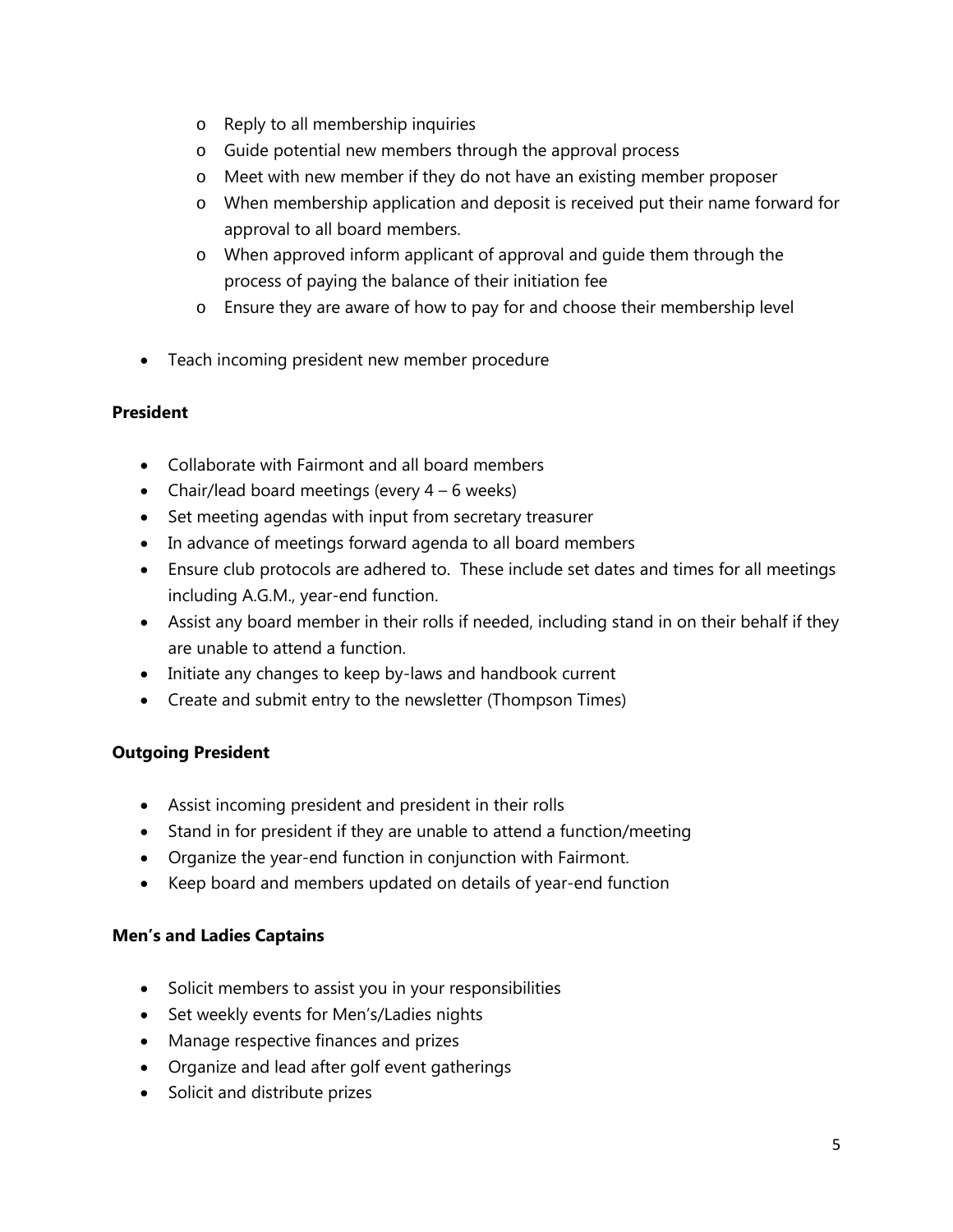- Reply to all membership inquiries
- Guide potential new members through the approval process
- Meet with new member if they do not have an existing member proposer
- When membership application and deposit is received put their name forward for approval to all board members.
- When approved inform applicant of approval and guide them through the process of paying the balance of their initiation fee
- Ensure they are aware of how to pay for and choose their membership level

- Teach incoming president new member procedure

**President**

- Collaborate with Fairmont and all board members
- Chair/lead board meetings (every 4 – 6 weeks)
- Set meeting agendas with input from secretary treasurer
- In advance of meetings forward agenda to all board members
- Ensure club protocols are adhered to. These include set dates and times for all meetings including A.G.M., year-end function.
- Assist any board member in their rolls if needed, including stand in on their behalf if they are unable to attend a function.
- Initiate any changes to keep by-laws and handbook current
- Create and submit entry to the newsletter (Thompson Times)

**Outgoing President**

- Assist incoming president and president in their rolls
- Stand in for president if they are unable to attend a function/meeting
- Organize the year-end function in conjunction with Fairmont.
- Keep board and members updated on details of year-end function

**Men's and Ladies Captains**

- Solicit members to assist you in your responsibilities
- Set weekly events for Men's/Ladies nights
- Manage respective finances and prizes
- Organize and lead after golf event gatherings
- Solicit and distribute prizes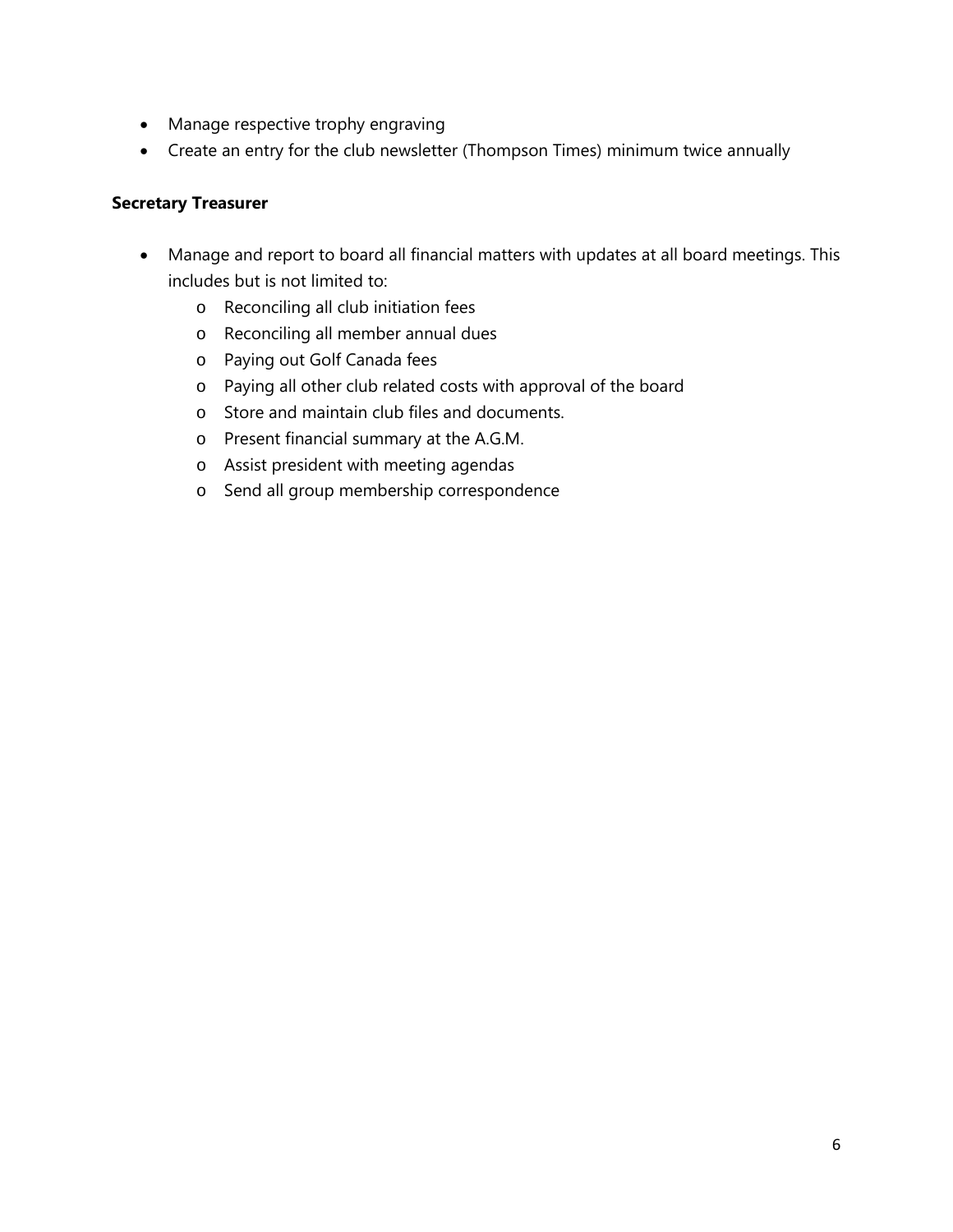- Manage respective trophy engraving
- Create an entry for the club newsletter (Thompson Times) minimum twice annually

**Secretary Treasurer**

- Manage and report to board all financial matters with updates at all board meetings. This includes but is not limited to:
  - Reconciling all club initiation fees
  - Reconciling all member annual dues
  - Paying out Golf Canada fees
  - Paying all other club related costs with approval of the board
  - Store and maintain club files and documents.
  - Present financial summary at the A.G.M.
  - Assist president with meeting agendas
  - Send all group membership correspondence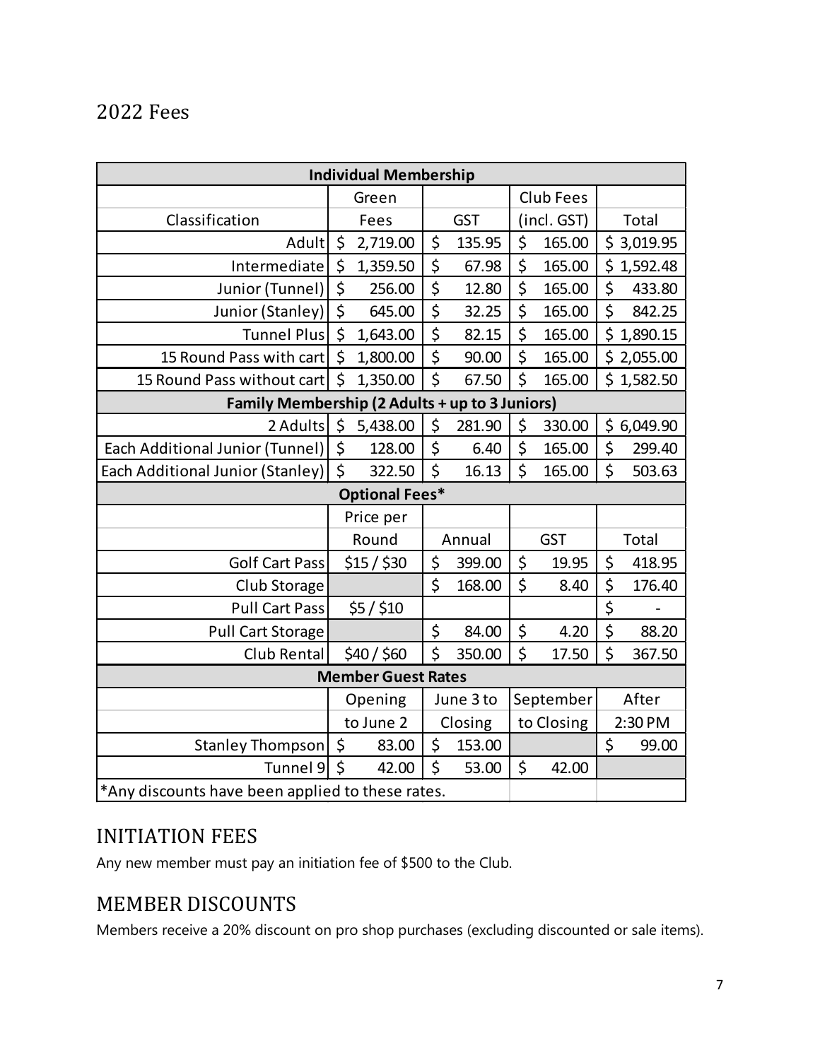## 2022 Fees

| Individual Membership | | | | |
|---|---|---|---|---|
| Classification | Green Fees | GST | Club Fees (incl. GST) | Total |
| Adult | $ 2,719.00 | $ 135.95 | $ 165.00 | $ 3,019.95 |
| Intermediate | $ 1,359.50 | $ 67.98 | $ 165.00 | $ 1,592.48 |
| Junior (Tunnel) | $ 256.00 | $ 12.80 | $ 165.00 | $ 433.80 |
| Junior (Stanley) | $ 645.00 | $ 32.25 | $ 165.00 | $ 842.25 |
| Tunnel Plus | $ 1,643.00 | $ 82.15 | $ 165.00 | $ 1,890.15 |
| 15 Round Pass with cart | $ 1,800.00 | $ 90.00 | $ 165.00 | $ 2,055.00 |
| 15 Round Pass without cart | $ 1,350.00 | $ 67.50 | $ 165.00 | $ 1,582.50 |
| **Family Membership (2 Adults + up to 3 Juniors)** | | | | |
| 2 Adults | $ 5,438.00 | $ 281.90 | $ 330.00 | $ 6,049.90 |
| Each Additional Junior (Tunnel) | $ 128.00 | $ 6.40 | $ 165.00 | $ 299.40 |
| Each Additional Junior (Stanley) | $ 322.50 | $ 16.13 | $ 165.00 | $ 503.63 |
| **Optional Fees*** | | | | |
| | Price per Round | Annual | GST | Total |
| Golf Cart Pass | $15 / $30 | $ 399.00 | $ 19.95 | $ 418.95 |
| Club Storage | | $ 168.00 | $ 8.40 | $ 176.40 |
| Pull Cart Pass | $5 / $10 | | | $ - |
| Pull Cart Storage | | $ 84.00 | $ 4.20 | $ 88.20 |
| Club Rental | $40 / $60 | $ 350.00 | $ 17.50 | $ 367.50 |
| **Member Guest Rates** | | | | |
| | Opening to June 2 | June 3 to Closing | September to Closing | After 2:30 PM |
| Stanley Thompson | $ 83.00 | $ 153.00 | | $ 99.00 |
| Tunnel 9 | $ 42.00 | $ 53.00 | $ 42.00 | |
| *Any discounts have been applied to these rates. | | | | |

## INITIATION FEES

Any new member must pay an initiation fee of $500 to the Club.

## MEMBER DISCOUNTS

Members receive a 20% discount on pro shop purchases (excluding discounted or sale items).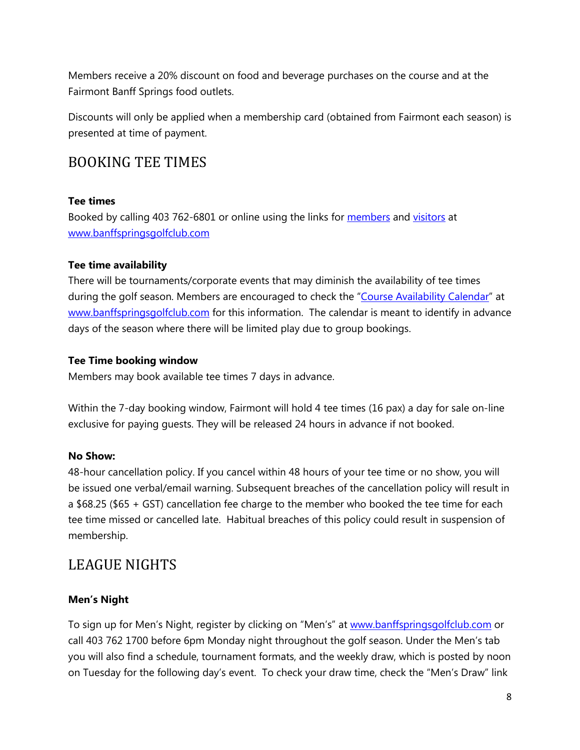Members receive a 20% discount on food and beverage purchases on the course and at the Fairmont Banff Springs food outlets.

Discounts will only be applied when a membership card (obtained from Fairmont each season) is presented at time of payment.

## BOOKING TEE TIMES

**Tee times**
Booked by calling 403 762-6801 or online using the links for members and visitors at www.banffspringsgolfclub.com

**Tee time availability**
There will be tournaments/corporate events that may diminish the availability of tee times during the golf season. Members are encouraged to check the "Course Availability Calendar" at www.banffspringsgolfclub.com for this information. The calendar is meant to identify in advance days of the season where there will be limited play due to group bookings.

**Tee Time booking window**
Members may book available tee times 7 days in advance.

Within the 7-day booking window, Fairmont will hold 4 tee times (16 pax) a day for sale on-line exclusive for paying guests. They will be released 24 hours in advance if not booked.

**No Show:**
48-hour cancellation policy. If you cancel within 48 hours of your tee time or no show, you will be issued one verbal/email warning. Subsequent breaches of the cancellation policy will result in a $68.25 ($65 + GST) cancellation fee charge to the member who booked the tee time for each tee time missed or cancelled late. Habitual breaches of this policy could result in suspension of membership.

## LEAGUE NIGHTS

**Men's Night**

To sign up for Men's Night, register by clicking on "Men's" at www.banffspringsgolfclub.com or call 403 762 1700 before 6pm Monday night throughout the golf season. Under the Men's tab you will also find a schedule, tournament formats, and the weekly draw, which is posted by noon on Tuesday for the following day's event. To check your draw time, check the "Men's Draw" link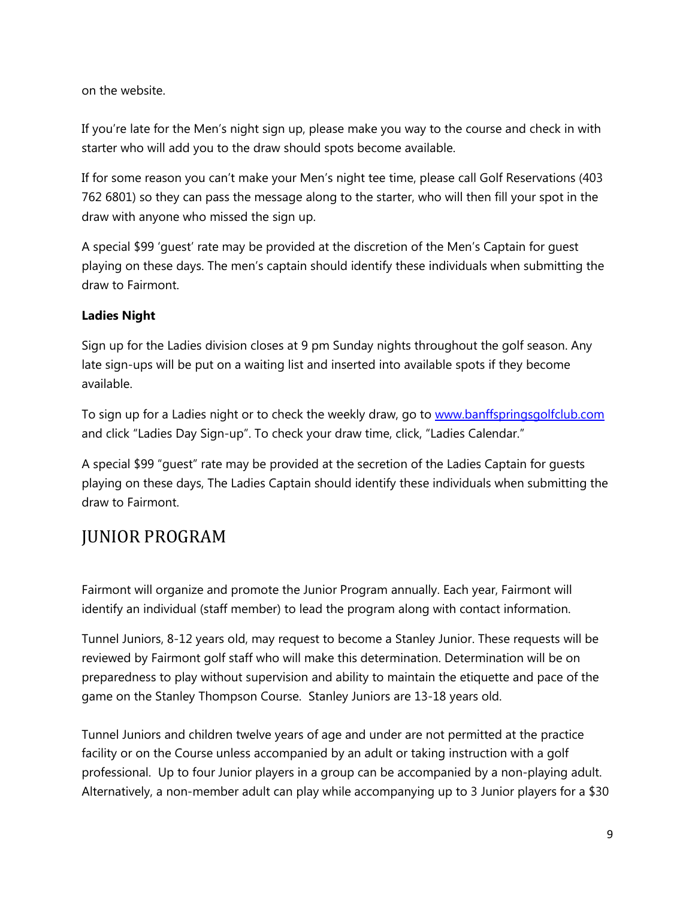on the website.

If you're late for the Men's night sign up, please make you way to the course and check in with starter who will add you to the draw should spots become available.

If for some reason you can't make your Men's night tee time, please call Golf Reservations (403 762 6801) so they can pass the message along to the starter, who will then fill your spot in the draw with anyone who missed the sign up.

A special $99 'guest' rate may be provided at the discretion of the Men's Captain for guest playing on these days. The men's captain should identify these individuals when submitting the draw to Fairmont.

**Ladies Night**

Sign up for the Ladies division closes at 9 pm Sunday nights throughout the golf season. Any late sign-ups will be put on a waiting list and inserted into available spots if they become available.

To sign up for a Ladies night or to check the weekly draw, go to [www.banffspringsgolfclub.com](http://www.banffspringsgolfclub.com) and click "Ladies Day Sign-up". To check your draw time, click, "Ladies Calendar."

A special $99 "guest" rate may be provided at the secretion of the Ladies Captain for guests playing on these days, The Ladies Captain should identify these individuals when submitting the draw to Fairmont.

## JUNIOR PROGRAM

Fairmont will organize and promote the Junior Program annually. Each year, Fairmont will identify an individual (staff member) to lead the program along with contact information.

Tunnel Juniors, 8-12 years old, may request to become a Stanley Junior. These requests will be reviewed by Fairmont golf staff who will make this determination. Determination will be on preparedness to play without supervision and ability to maintain the etiquette and pace of the game on the Stanley Thompson Course. Stanley Juniors are 13-18 years old.

Tunnel Juniors and children twelve years of age and under are not permitted at the practice facility or on the Course unless accompanied by an adult or taking instruction with a golf professional. Up to four Junior players in a group can be accompanied by a non-playing adult. Alternatively, a non-member adult can play while accompanying up to 3 Junior players for a $30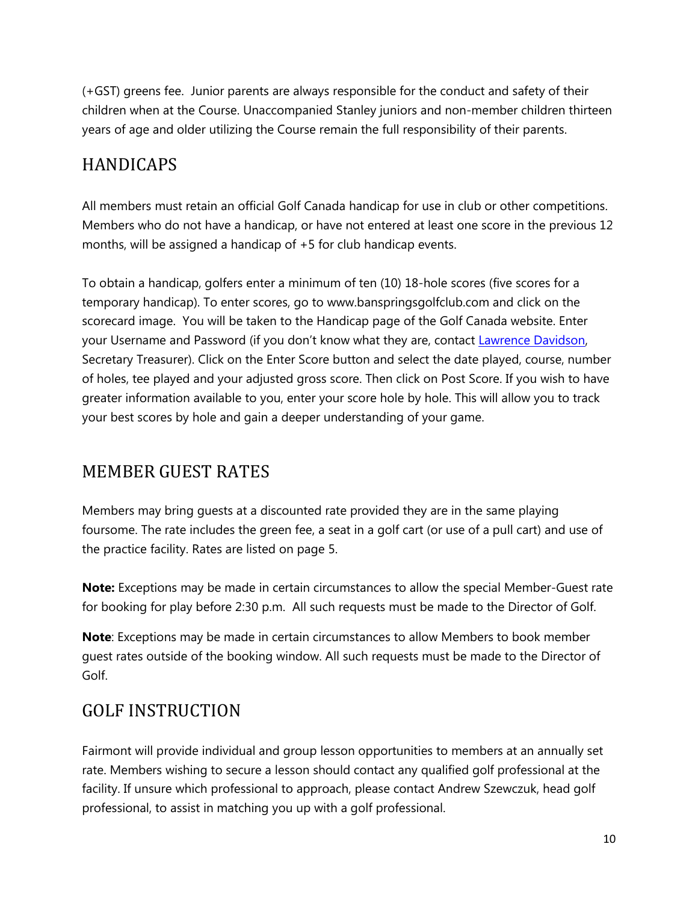(+GST) greens fee. Junior parents are always responsible for the conduct and safety of their children when at the Course. Unaccompanied Stanley juniors and non-member children thirteen years of age and older utilizing the Course remain the full responsibility of their parents.

## HANDICAPS

All members must retain an official Golf Canada handicap for use in club or other competitions. Members who do not have a handicap, or have not entered at least one score in the previous 12 months, will be assigned a handicap of +5 for club handicap events.

To obtain a handicap, golfers enter a minimum of ten (10) 18-hole scores (five scores for a temporary handicap). To enter scores, go to www.banspringsgolfclub.com and click on the scorecard image. You will be taken to the Handicap page of the Golf Canada website. Enter your Username and Password (if you don't know what they are, contact Lawrence Davidson, Secretary Treasurer). Click on the Enter Score button and select the date played, course, number of holes, tee played and your adjusted gross score. Then click on Post Score. If you wish to have greater information available to you, enter your score hole by hole. This will allow you to track your best scores by hole and gain a deeper understanding of your game.

## MEMBER GUEST RATES

Members may bring guests at a discounted rate provided they are in the same playing foursome. The rate includes the green fee, a seat in a golf cart (or use of a pull cart) and use of the practice facility. Rates are listed on page 5.

**Note:** Exceptions may be made in certain circumstances to allow the special Member-Guest rate for booking for play before 2:30 p.m. All such requests must be made to the Director of Golf.

**Note**: Exceptions may be made in certain circumstances to allow Members to book member guest rates outside of the booking window. All such requests must be made to the Director of Golf.

## GOLF INSTRUCTION

Fairmont will provide individual and group lesson opportunities to members at an annually set rate. Members wishing to secure a lesson should contact any qualified golf professional at the facility. If unsure which professional to approach, please contact Andrew Szewczuk, head golf professional, to assist in matching you up with a golf professional.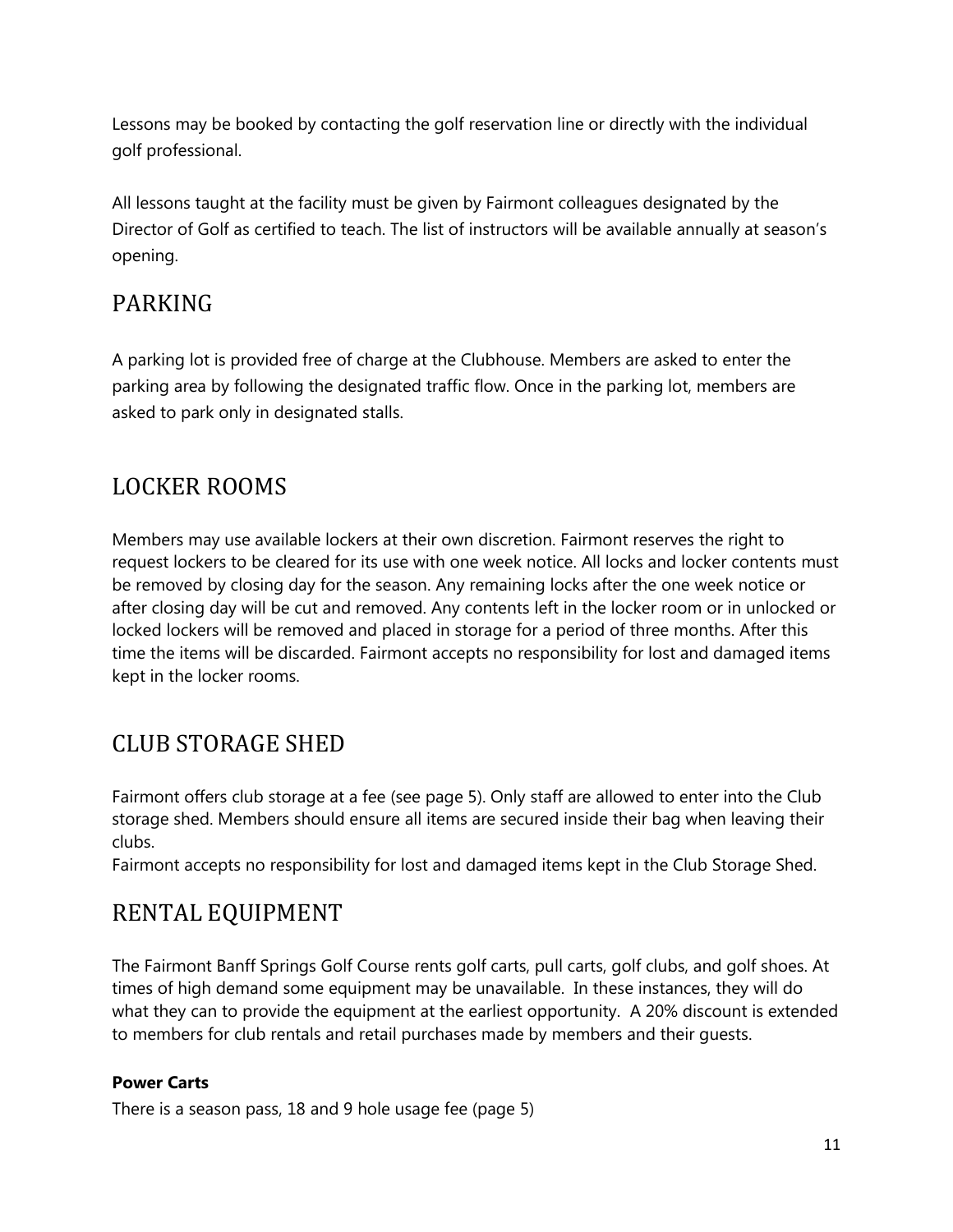Lessons may be booked by contacting the golf reservation line or directly with the individual golf professional.

All lessons taught at the facility must be given by Fairmont colleagues designated by the Director of Golf as certified to teach. The list of instructors will be available annually at season's opening.

## PARKING

A parking lot is provided free of charge at the Clubhouse. Members are asked to enter the parking area by following the designated traffic flow. Once in the parking lot, members are asked to park only in designated stalls.

## LOCKER ROOMS

Members may use available lockers at their own discretion. Fairmont reserves the right to request lockers to be cleared for its use with one week notice. All locks and locker contents must be removed by closing day for the season. Any remaining locks after the one week notice or after closing day will be cut and removed. Any contents left in the locker room or in unlocked or locked lockers will be removed and placed in storage for a period of three months. After this time the items will be discarded. Fairmont accepts no responsibility for lost and damaged items kept in the locker rooms.

## CLUB STORAGE SHED

Fairmont offers club storage at a fee (see page 5). Only staff are allowed to enter into the Club storage shed. Members should ensure all items are secured inside their bag when leaving their clubs.

Fairmont accepts no responsibility for lost and damaged items kept in the Club Storage Shed.

## RENTAL EQUIPMENT

The Fairmont Banff Springs Golf Course rents golf carts, pull carts, golf clubs, and golf shoes. At times of high demand some equipment may be unavailable. In these instances, they will do what they can to provide the equipment at the earliest opportunity. A 20% discount is extended to members for club rentals and retail purchases made by members and their guests.

**Power Carts**

There is a season pass, 18 and 9 hole usage fee (page 5)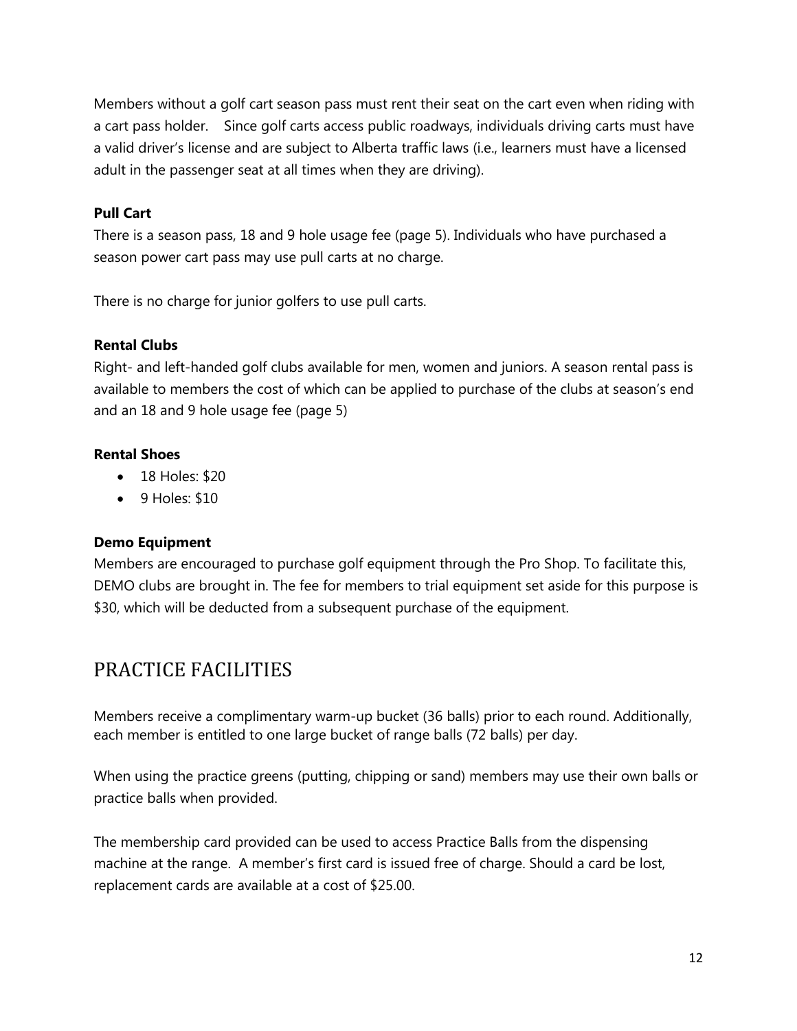Members without a golf cart season pass must rent their seat on the cart even when riding with a cart pass holder.  Since golf carts access public roadways, individuals driving carts must have a valid driver's license and are subject to Alberta traffic laws (i.e., learners must have a licensed adult in the passenger seat at all times when they are driving).

**Pull Cart**

There is a season pass, 18 and 9 hole usage fee (page 5). Individuals who have purchased a season power cart pass may use pull carts at no charge.

There is no charge for junior golfers to use pull carts.

**Rental Clubs**

Right- and left-handed golf clubs available for men, women and juniors. A season rental pass is available to members the cost of which can be applied to purchase of the clubs at season's end and an 18 and 9 hole usage fee (page 5)

**Rental Shoes**

- 18 Holes: $20
- 9 Holes: $10

**Demo Equipment**

Members are encouraged to purchase golf equipment through the Pro Shop. To facilitate this, DEMO clubs are brought in. The fee for members to trial equipment set aside for this purpose is $30, which will be deducted from a subsequent purchase of the equipment.

## PRACTICE FACILITIES

Members receive a complimentary warm-up bucket (36 balls) prior to each round. Additionally, each member is entitled to one large bucket of range balls (72 balls) per day.

When using the practice greens (putting, chipping or sand) members may use their own balls or practice balls when provided.

The membership card provided can be used to access Practice Balls from the dispensing machine at the range.  A member's first card is issued free of charge. Should a card be lost, replacement cards are available at a cost of $25.00.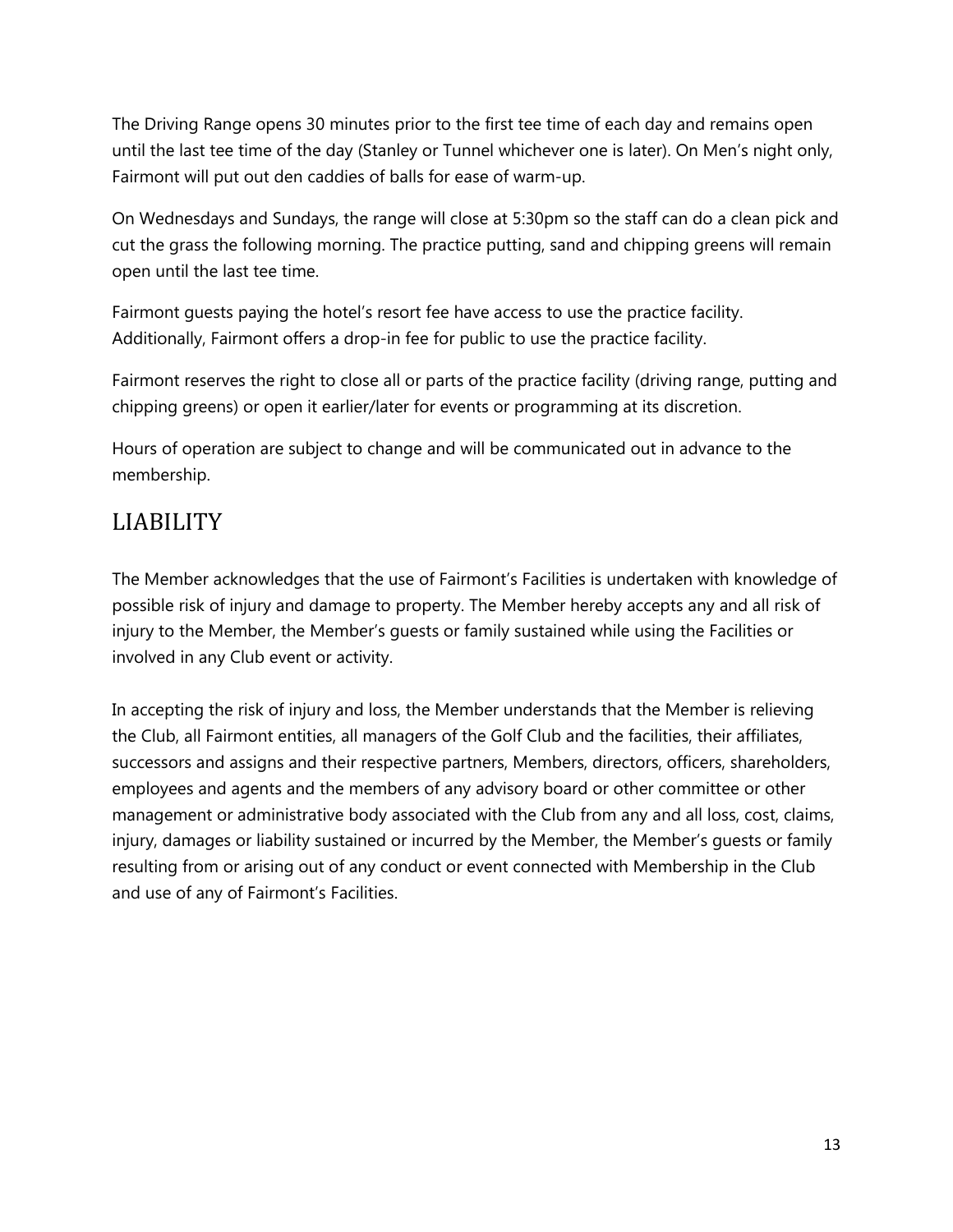The Driving Range opens 30 minutes prior to the first tee time of each day and remains open until the last tee time of the day (Stanley or Tunnel whichever one is later). On Men's night only, Fairmont will put out den caddies of balls for ease of warm-up.

On Wednesdays and Sundays, the range will close at 5:30pm so the staff can do a clean pick and cut the grass the following morning. The practice putting, sand and chipping greens will remain open until the last tee time.

Fairmont guests paying the hotel's resort fee have access to use the practice facility. Additionally, Fairmont offers a drop-in fee for public to use the practice facility.

Fairmont reserves the right to close all or parts of the practice facility (driving range, putting and chipping greens) or open it earlier/later for events or programming at its discretion.

Hours of operation are subject to change and will be communicated out in advance to the membership.

## LIABILITY

The Member acknowledges that the use of Fairmont's Facilities is undertaken with knowledge of possible risk of injury and damage to property. The Member hereby accepts any and all risk of injury to the Member, the Member's guests or family sustained while using the Facilities or involved in any Club event or activity.

In accepting the risk of injury and loss, the Member understands that the Member is relieving the Club, all Fairmont entities, all managers of the Golf Club and the facilities, their affiliates, successors and assigns and their respective partners, Members, directors, officers, shareholders, employees and agents and the members of any advisory board or other committee or other management or administrative body associated with the Club from any and all loss, cost, claims, injury, damages or liability sustained or incurred by the Member, the Member's guests or family resulting from or arising out of any conduct or event connected with Membership in the Club and use of any of Fairmont's Facilities.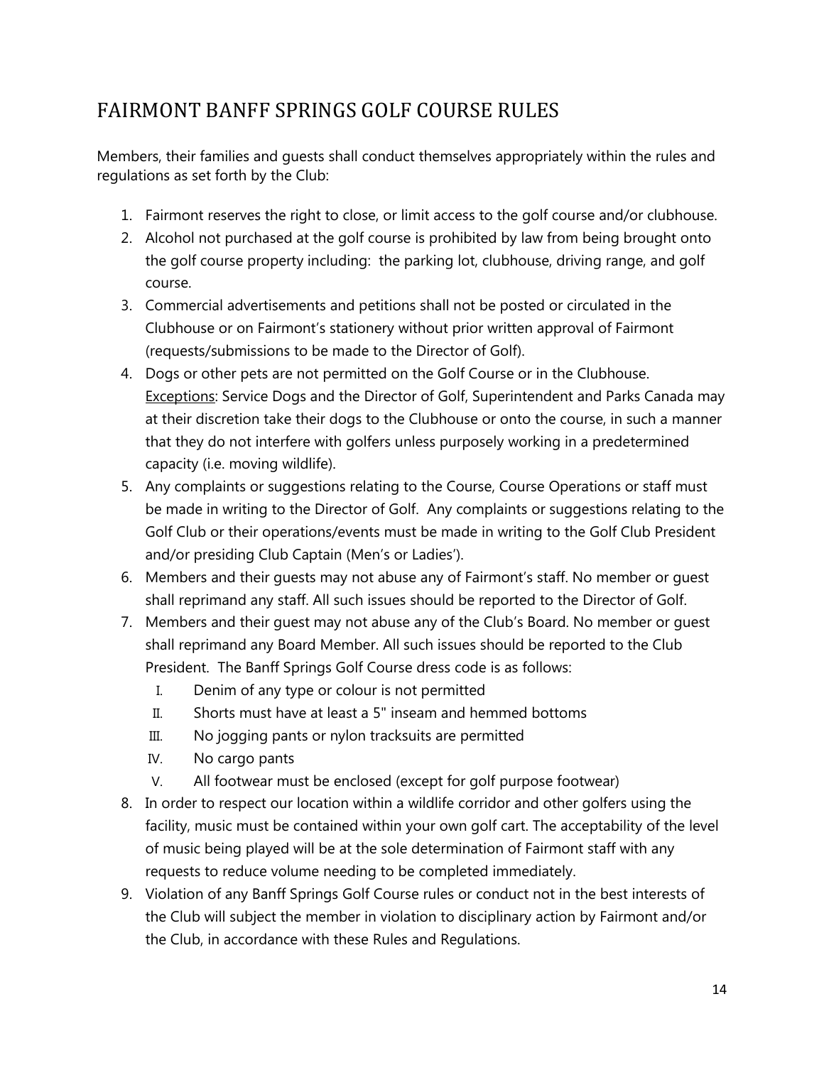# FAIRMONT BANFF SPRINGS GOLF COURSE RULES

Members, their families and guests shall conduct themselves appropriately within the rules and regulations as set forth by the Club:

1. Fairmont reserves the right to close, or limit access to the golf course and/or clubhouse.
2. Alcohol not purchased at the golf course is prohibited by law from being brought onto the golf course property including: the parking lot, clubhouse, driving range, and golf course.
3. Commercial advertisements and petitions shall not be posted or circulated in the Clubhouse or on Fairmont's stationery without prior written approval of Fairmont (requests/submissions to be made to the Director of Golf).
4. Dogs or other pets are not permitted on the Golf Course or in the Clubhouse. <u>Exceptions</u>: Service Dogs and the Director of Golf, Superintendent and Parks Canada may at their discretion take their dogs to the Clubhouse or onto the course, in such a manner that they do not interfere with golfers unless purposely working in a predetermined capacity (i.e. moving wildlife).
5. Any complaints or suggestions relating to the Course, Course Operations or staff must be made in writing to the Director of Golf. Any complaints or suggestions relating to the Golf Club or their operations/events must be made in writing to the Golf Club President and/or presiding Club Captain (Men's or Ladies').
6. Members and their guests may not abuse any of Fairmont's staff. No member or guest shall reprimand any staff. All such issues should be reported to the Director of Golf.
7. Members and their guest may not abuse any of the Club's Board. No member or guest shall reprimand any Board Member. All such issues should be reported to the Club President. The Banff Springs Golf Course dress code is as follows:
   I. Denim of any type or colour is not permitted
   II. Shorts must have at least a 5" inseam and hemmed bottoms
   III. No jogging pants or nylon tracksuits are permitted
   IV. No cargo pants
   V. All footwear must be enclosed (except for golf purpose footwear)
8. In order to respect our location within a wildlife corridor and other golfers using the facility, music must be contained within your own golf cart. The acceptability of the level of music being played will be at the sole determination of Fairmont staff with any requests to reduce volume needing to be completed immediately.
9. Violation of any Banff Springs Golf Course rules or conduct not in the best interests of the Club will subject the member in violation to disciplinary action by Fairmont and/or the Club, in accordance with these Rules and Regulations.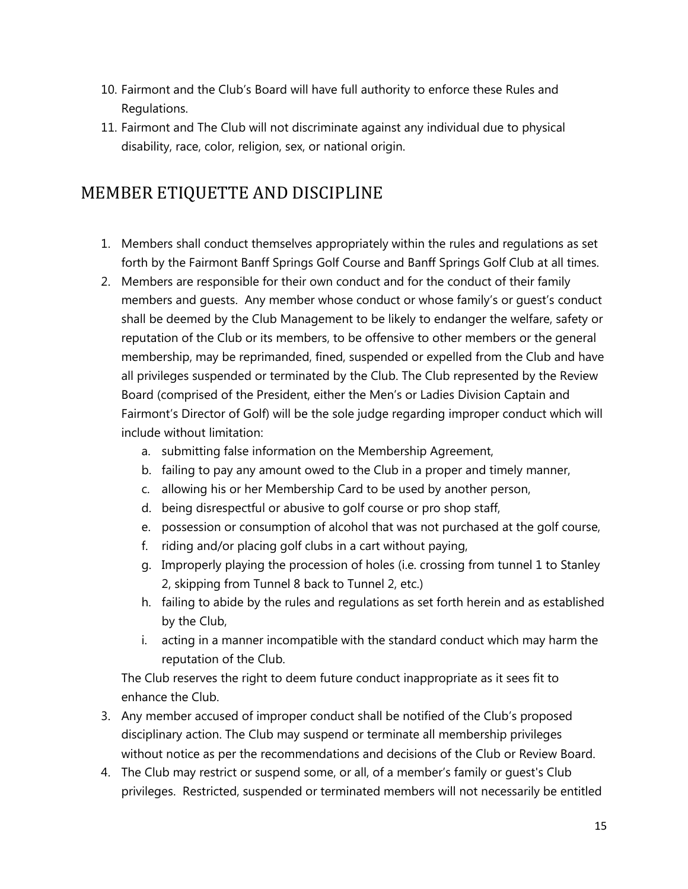10. Fairmont and the Club's Board will have full authority to enforce these Rules and Regulations.
11. Fairmont and The Club will not discriminate against any individual due to physical disability, race, color, religion, sex, or national origin.

## MEMBER ETIQUETTE AND DISCIPLINE

1. Members shall conduct themselves appropriately within the rules and regulations as set forth by the Fairmont Banff Springs Golf Course and Banff Springs Golf Club at all times.
2. Members are responsible for their own conduct and for the conduct of their family members and guests. Any member whose conduct or whose family's or guest's conduct shall be deemed by the Club Management to be likely to endanger the welfare, safety or reputation of the Club or its members, to be offensive to other members or the general membership, may be reprimanded, fined, suspended or expelled from the Club and have all privileges suspended or terminated by the Club. The Club represented by the Review Board (comprised of the President, either the Men's or Ladies Division Captain and Fairmont's Director of Golf) will be the sole judge regarding improper conduct which will include without limitation:
   a. submitting false information on the Membership Agreement,
   b. failing to pay any amount owed to the Club in a proper and timely manner,
   c. allowing his or her Membership Card to be used by another person,
   d. being disrespectful or abusive to golf course or pro shop staff,
   e. possession or consumption of alcohol that was not purchased at the golf course,
   f. riding and/or placing golf clubs in a cart without paying,
   g. Improperly playing the procession of holes (i.e. crossing from tunnel 1 to Stanley 2, skipping from Tunnel 8 back to Tunnel 2, etc.)
   h. failing to abide by the rules and regulations as set forth herein and as established by the Club,
   i. acting in a manner incompatible with the standard conduct which may harm the reputation of the Club.

   The Club reserves the right to deem future conduct inappropriate as it sees fit to enhance the Club.
3. Any member accused of improper conduct shall be notified of the Club's proposed disciplinary action. The Club may suspend or terminate all membership privileges without notice as per the recommendations and decisions of the Club or Review Board.
4. The Club may restrict or suspend some, or all, of a member's family or guest's Club privileges. Restricted, suspended or terminated members will not necessarily be entitled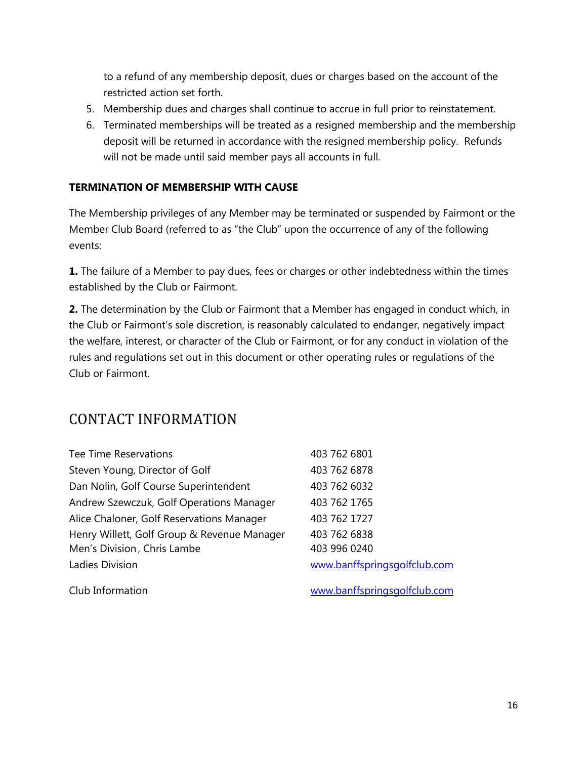to a refund of any membership deposit, dues or charges based on the account of the restricted action set forth.

5. Membership dues and charges shall continue to accrue in full prior to reinstatement.
6. Terminated memberships will be treated as a resigned membership and the membership deposit will be returned in accordance with the resigned membership policy. Refunds will not be made until said member pays all accounts in full.

**TERMINATION OF MEMBERSHIP WITH CAUSE**

The Membership privileges of any Member may be terminated or suspended by Fairmont or the Member Club Board (referred to as "the Club" upon the occurrence of any of the following events:

**1.** The failure of a Member to pay dues, fees or charges or other indebtedness within the times established by the Club or Fairmont.

**2.** The determination by the Club or Fairmont that a Member has engaged in conduct which, in the Club or Fairmont's sole discretion, is reasonably calculated to endanger, negatively impact the welfare, interest, or character of the Club or Fairmont, or for any conduct in violation of the rules and regulations set out in this document or other operating rules or regulations of the Club or Fairmont.

# CONTACT INFORMATION

| | |
|---|---|
| Tee Time Reservations | 403 762 6801 |
| Steven Young, Director of Golf | 403 762 6878 |
| Dan Nolin, Golf Course Superintendent | 403 762 6032 |
| Andrew Szewczuk, Golf Operations Manager | 403 762 1765 |
| Alice Chaloner, Golf Reservations Manager | 403 762 1727 |
| Henry Willett, Golf Group & Revenue Manager | 403 762 6838 |
| Men's Division, Chris Lambe | 403 996 0240 |
| Ladies Division | www.banffspringsgolfclub.com |
| Club Information | www.banffspringsgolfclub.com |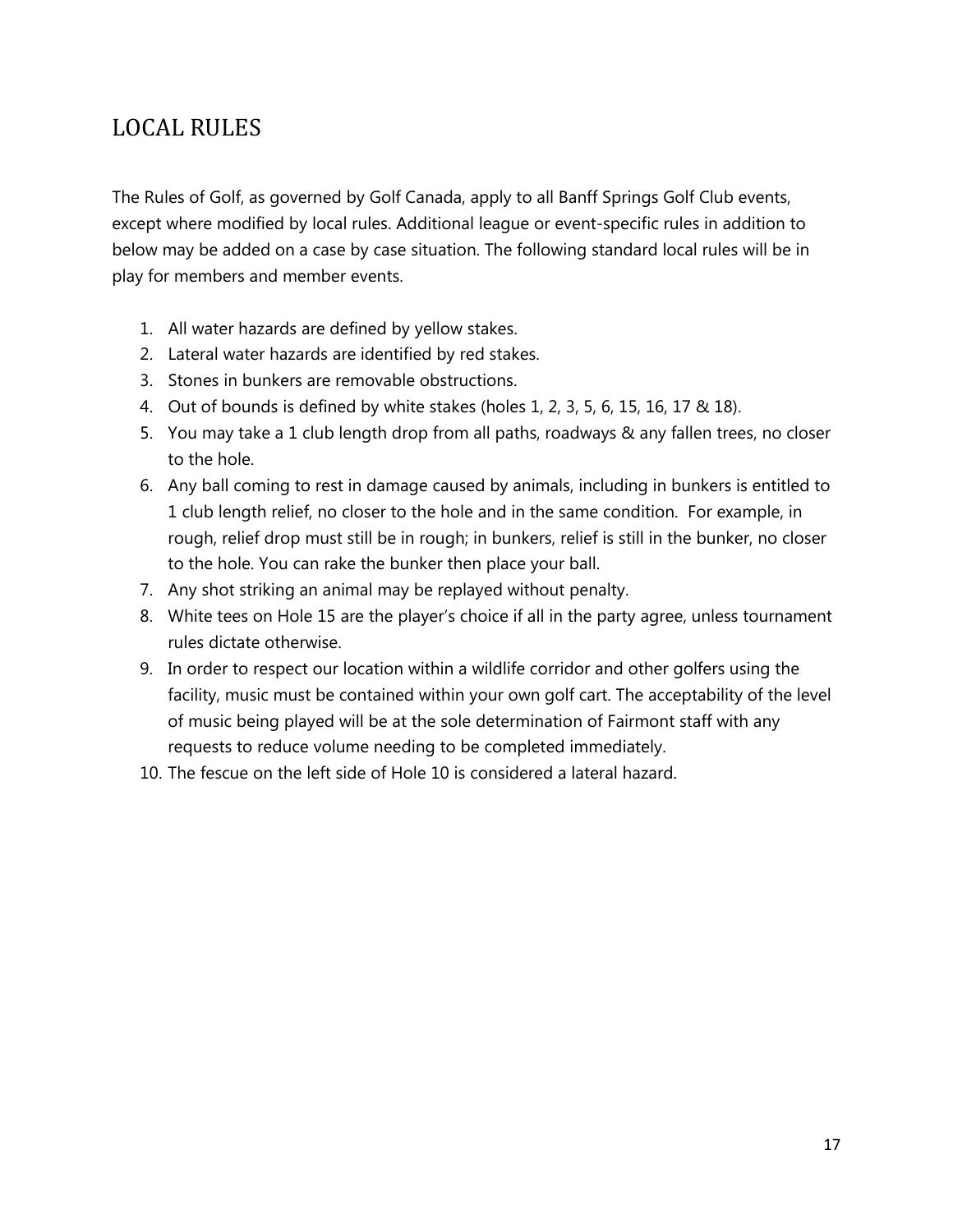# LOCAL RULES

The Rules of Golf, as governed by Golf Canada, apply to all Banff Springs Golf Club events, except where modified by local rules. Additional league or event-specific rules in addition to below may be added on a case by case situation. The following standard local rules will be in play for members and member events.

1. All water hazards are defined by yellow stakes.
2. Lateral water hazards are identified by red stakes.
3. Stones in bunkers are removable obstructions.
4. Out of bounds is defined by white stakes (holes 1, 2, 3, 5, 6, 15, 16, 17 & 18).
5. You may take a 1 club length drop from all paths, roadways & any fallen trees, no closer to the hole.
6. Any ball coming to rest in damage caused by animals, including in bunkers is entitled to 1 club length relief, no closer to the hole and in the same condition. For example, in rough, relief drop must still be in rough; in bunkers, relief is still in the bunker, no closer to the hole. You can rake the bunker then place your ball.
7. Any shot striking an animal may be replayed without penalty.
8. White tees on Hole 15 are the player's choice if all in the party agree, unless tournament rules dictate otherwise.
9. In order to respect our location within a wildlife corridor and other golfers using the facility, music must be contained within your own golf cart. The acceptability of the level of music being played will be at the sole determination of Fairmont staff with any requests to reduce volume needing to be completed immediately.
10. The fescue on the left side of Hole 10 is considered a lateral hazard.